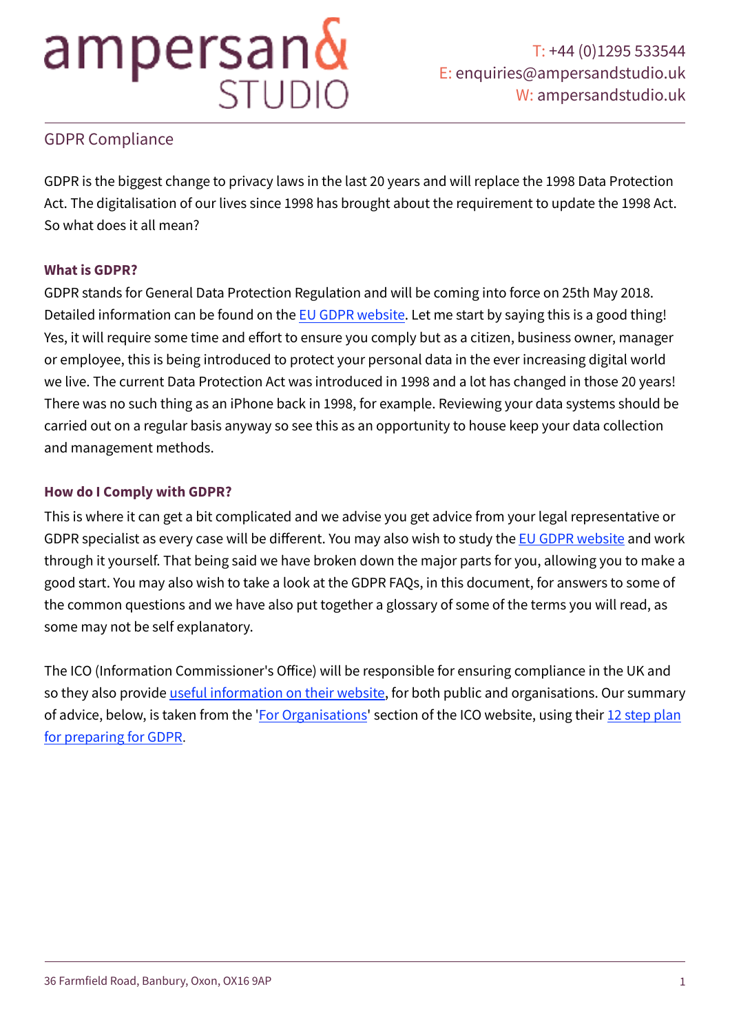# ampersan& STUDIO

T: +44 (0)1295 533544
E: enquiries@ampersandstudio.uk
W: ampersandstudio.uk

## GDPR Compliance

GDPR is the biggest change to privacy laws in the last 20 years and will replace the 1998 Data Protection Act. The digitalisation of our lives since 1998 has brought about the requirement to update the 1998 Act. So what does it all mean?

### What is GDPR?

GDPR stands for General Data Protection Regulation and will be coming into force on 25th May 2018. Detailed information can be found on the EU GDPR website. Let me start by saying this is a good thing! Yes, it will require some time and effort to ensure you comply but as a citizen, business owner, manager or employee, this is being introduced to protect your personal data in the ever increasing digital world we live. The current Data Protection Act was introduced in 1998 and a lot has changed in those 20 years! There was no such thing as an iPhone back in 1998, for example. Reviewing your data systems should be carried out on a regular basis anyway so see this as an opportunity to house keep your data collection and management methods.

### How do I Comply with GDPR?

This is where it can get a bit complicated and we advise you get advice from your legal representative or GDPR specialist as every case will be different. You may also wish to study the EU GDPR website and work through it yourself. That being said we have broken down the major parts for you, allowing you to make a good start. You may also wish to take a look at the GDPR FAQs, in this document, for answers to some of the common questions and we have also put together a glossary of some of the terms you will read, as some may not be self explanatory.

The ICO (Information Commissioner's Office) will be responsible for ensuring compliance in the UK and so they also provide useful information on their website, for both public and organisations. Our summary of advice, below, is taken from the 'For Organisations' section of the ICO website, using their 12 step plan for preparing for GDPR.

36 Farmfield Road, Banbury, Oxon, OX16 9AP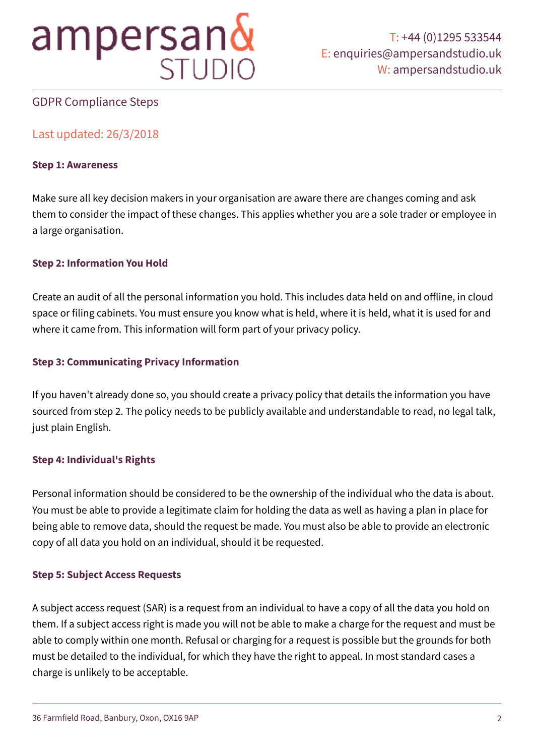GDPR Compliance Steps

Last updated: 26/3/2018

**Step 1: Awareness**

Make sure all key decision makers in your organisation are aware there are changes coming and ask them to consider the impact of these changes. This applies whether you are a sole trader or employee in a large organisation.

**Step 2: Information You Hold**

Create an audit of all the personal information you hold. This includes data held on and offline, in cloud space or filing cabinets. You must ensure you know what is held, where it is held, what it is used for and where it came from. This information will form part of your privacy policy.

**Step 3: Communicating Privacy Information**

If you haven't already done so, you should create a privacy policy that details the information you have sourced from step 2. The policy needs to be publicly available and understandable to read, no legal talk, just plain English.

**Step 4: Individual's Rights**

Personal information should be considered to be the ownership of the individual who the data is about. You must be able to provide a legitimate claim for holding the data as well as having a plan in place for being able to remove data, should the request be made. You must also be able to provide an electronic copy of all data you hold on an individual, should it be requested.

**Step 5: Subject Access Requests**

A subject access request (SAR) is a request from an individual to have a copy of all the data you hold on them. If a subject access right is made you will not be able to make a charge for the request and must be able to comply within one month. Refusal or charging for a request is possible but the grounds for both must be detailed to the individual, for which they have the right to appeal. In most standard cases a charge is unlikely to be acceptable.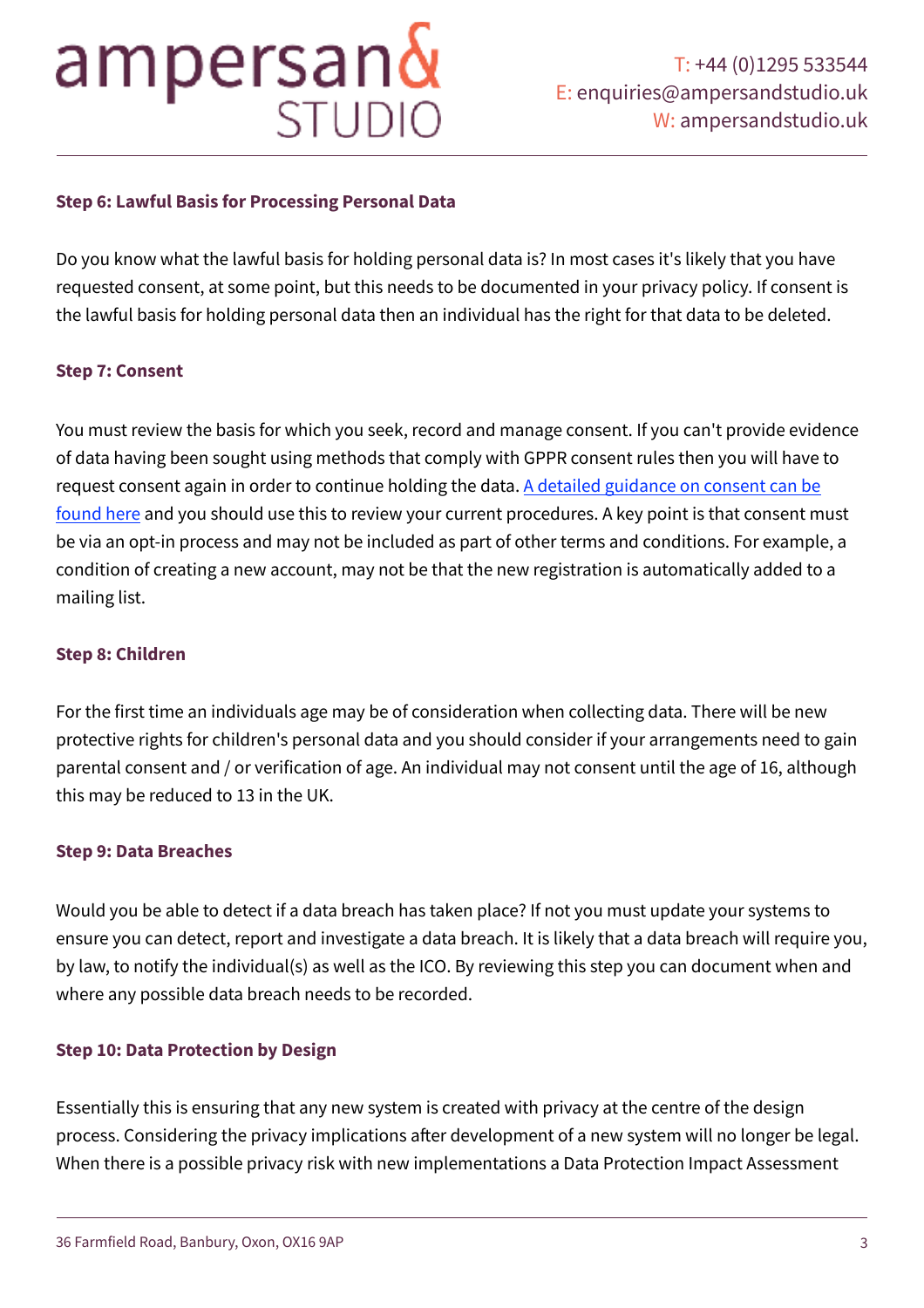**Step 6: Lawful Basis for Processing Personal Data**

Do you know what the lawful basis for holding personal data is? In most cases it's likely that you have requested consent, at some point, but this needs to be documented in your privacy policy. If consent is the lawful basis for holding personal data then an individual has the right for that data to be deleted.

**Step 7: Consent**

You must review the basis for which you seek, record and manage consent. If you can't provide evidence of data having been sought using methods that comply with GPPR consent rules then you will have to request consent again in order to continue holding the data. [A detailed guidance on consent can be found here]() and you should use this to review your current procedures. A key point is that consent must be via an opt-in process and may not be included as part of other terms and conditions. For example, a condition of creating a new account, may not be that the new registration is automatically added to a mailing list.

**Step 8: Children**

For the first time an individuals age may be of consideration when collecting data. There will be new protective rights for children's personal data and you should consider if your arrangements need to gain parental consent and / or verification of age. An individual may not consent until the age of 16, although this may be reduced to 13 in the UK.

**Step 9: Data Breaches**

Would you be able to detect if a data breach has taken place? If not you must update your systems to ensure you can detect, report and investigate a data breach. It is likely that a data breach will require you, by law, to notify the individual(s) as well as the ICO. By reviewing this step you can document when and where any possible data breach needs to be recorded.

**Step 10: Data Protection by Design**

Essentially this is ensuring that any new system is created with privacy at the centre of the design process. Considering the privacy implications after development of a new system will no longer be legal. When there is a possible privacy risk with new implementations a Data Protection Impact Assessment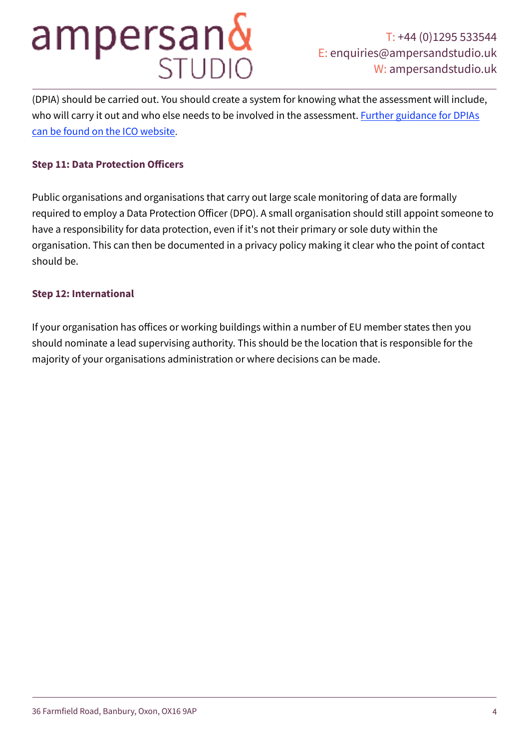(DPIA) should be carried out. You should create a system for knowing what the assessment will include, who will carry it out and who else needs to be involved in the assessment. [Further guidance for DPIAs can be found on the ICO website](#).

### Step 11: Data Protection Officers

Public organisations and organisations that carry out large scale monitoring of data are formally required to employ a Data Protection Officer (DPO). A small organisation should still appoint someone to have a responsibility for data protection, even if it's not their primary or sole duty within the organisation. This can then be documented in a privacy policy making it clear who the point of contact should be.

### Step 12: International

If your organisation has offices or working buildings within a number of EU member states then you should nominate a lead supervising authority. This should be the location that is responsible for the majority of your organisations administration or where decisions can be made.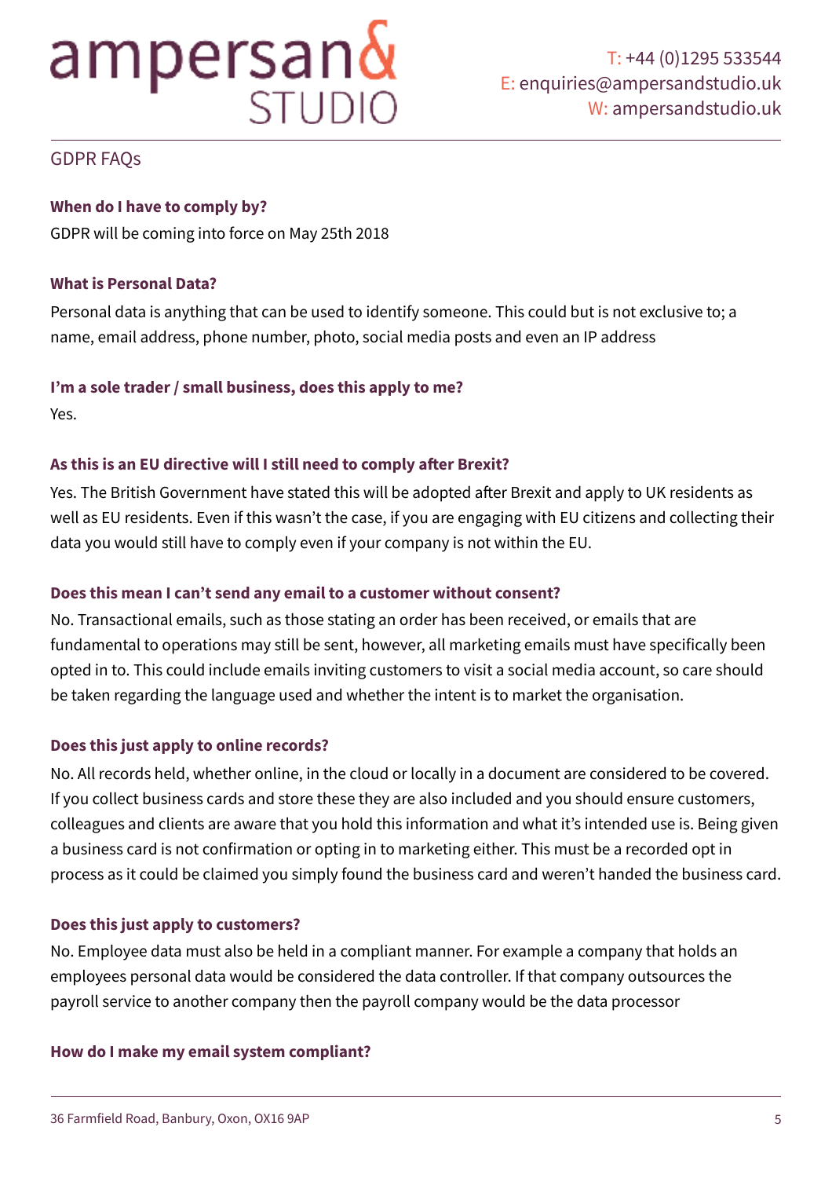GDPR FAQs

**When do I have to comply by?**

GDPR will be coming into force on May 25th 2018

**What is Personal Data?**

Personal data is anything that can be used to identify someone. This could but is not exclusive to; a name, email address, phone number, photo, social media posts and even an IP address

**I'm a sole trader / small business, does this apply to me?**

Yes.

**As this is an EU directive will I still need to comply after Brexit?**

Yes. The British Government have stated this will be adopted after Brexit and apply to UK residents as well as EU residents. Even if this wasn't the case, if you are engaging with EU citizens and collecting their data you would still have to comply even if your company is not within the EU.

**Does this mean I can't send any email to a customer without consent?**

No. Transactional emails, such as those stating an order has been received, or emails that are fundamental to operations may still be sent, however, all marketing emails must have specifically been opted in to. This could include emails inviting customers to visit a social media account, so care should be taken regarding the language used and whether the intent is to market the organisation.

**Does this just apply to online records?**

No. All records held, whether online, in the cloud or locally in a document are considered to be covered. If you collect business cards and store these they are also included and you should ensure customers, colleagues and clients are aware that you hold this information and what it's intended use is. Being given a business card is not confirmation or opting in to marketing either. This must be a recorded opt in process as it could be claimed you simply found the business card and weren't handed the business card.

**Does this just apply to customers?**

No. Employee data must also be held in a compliant manner. For example a company that holds an employees personal data would be considered the data controller. If that company outsources the payroll service to another company then the payroll company would be the data processor

**How do I make my email system compliant?**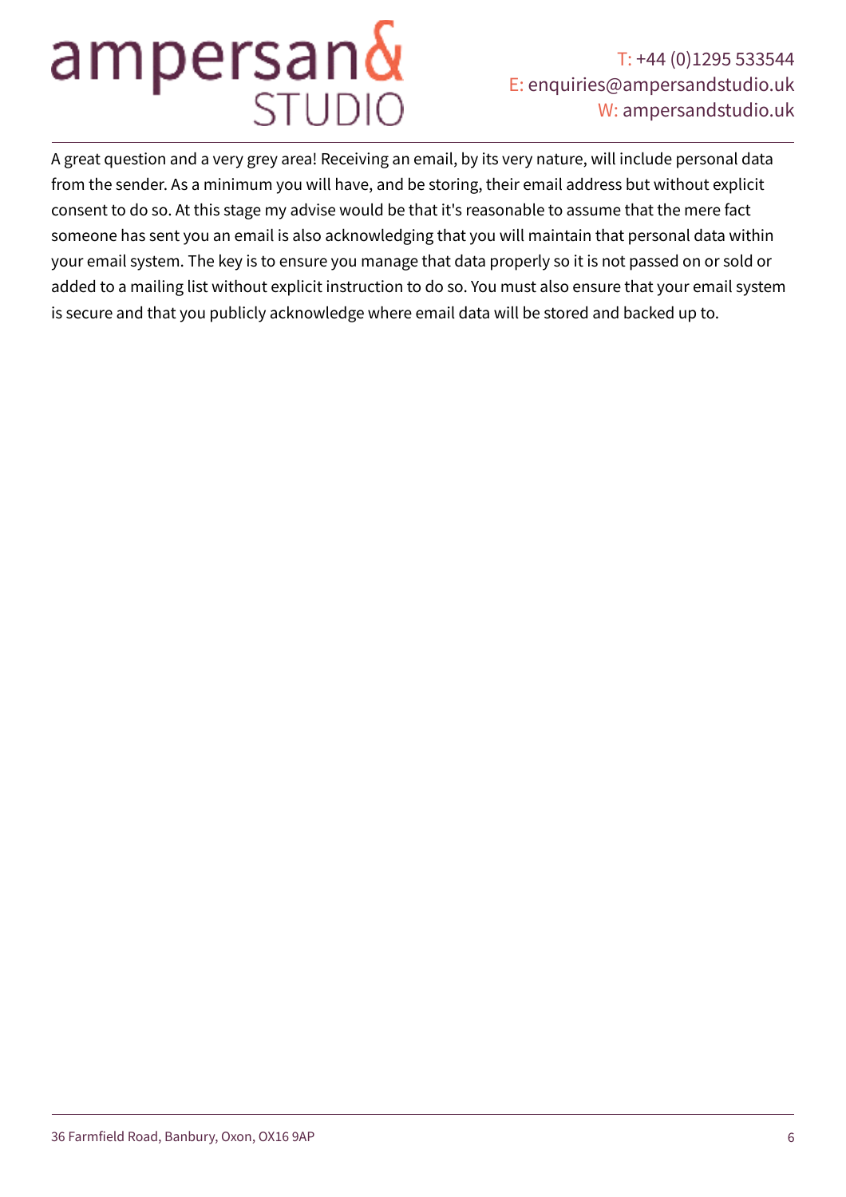A great question and a very grey area! Receiving an email, by its very nature, will include personal data from the sender. As a minimum you will have, and be storing, their email address but without explicit consent to do so. At this stage my advise would be that it's reasonable to assume that the mere fact someone has sent you an email is also acknowledging that you will maintain that personal data within your email system. The key is to ensure you manage that data properly so it is not passed on or sold or added to a mailing list without explicit instruction to do so. You must also ensure that your email system is secure and that you publicly acknowledge where email data will be stored and backed up to.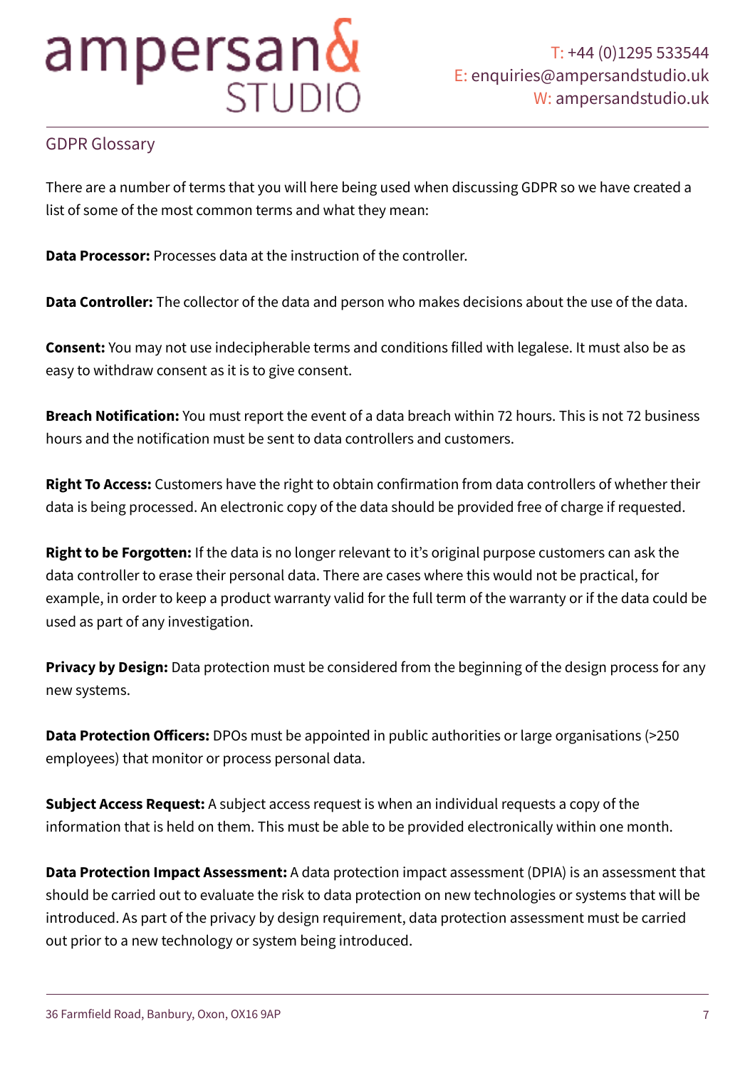## GDPR Glossary

There are a number of terms that you will here being used when discussing GDPR so we have created a list of some of the most common terms and what they mean:

**Data Processor:** Processes data at the instruction of the controller.

**Data Controller:** The collector of the data and person who makes decisions about the use of the data.

**Consent:** You may not use indecipherable terms and conditions filled with legalese. It must also be as easy to withdraw consent as it is to give consent.

**Breach Notification:** You must report the event of a data breach within 72 hours. This is not 72 business hours and the notification must be sent to data controllers and customers.

**Right To Access:** Customers have the right to obtain confirmation from data controllers of whether their data is being processed. An electronic copy of the data should be provided free of charge if requested.

**Right to be Forgotten:** If the data is no longer relevant to it's original purpose customers can ask the data controller to erase their personal data. There are cases where this would not be practical, for example, in order to keep a product warranty valid for the full term of the warranty or if the data could be used as part of any investigation.

**Privacy by Design:** Data protection must be considered from the beginning of the design process for any new systems.

**Data Protection Officers:** DPOs must be appointed in public authorities or large organisations (>250 employees) that monitor or process personal data.

**Subject Access Request:** A subject access request is when an individual requests a copy of the information that is held on them. This must be able to be provided electronically within one month.

**Data Protection Impact Assessment:** A data protection impact assessment (DPIA) is an assessment that should be carried out to evaluate the risk to data protection on new technologies or systems that will be introduced. As part of the privacy by design requirement, data protection assessment must be carried out prior to a new technology or system being introduced.